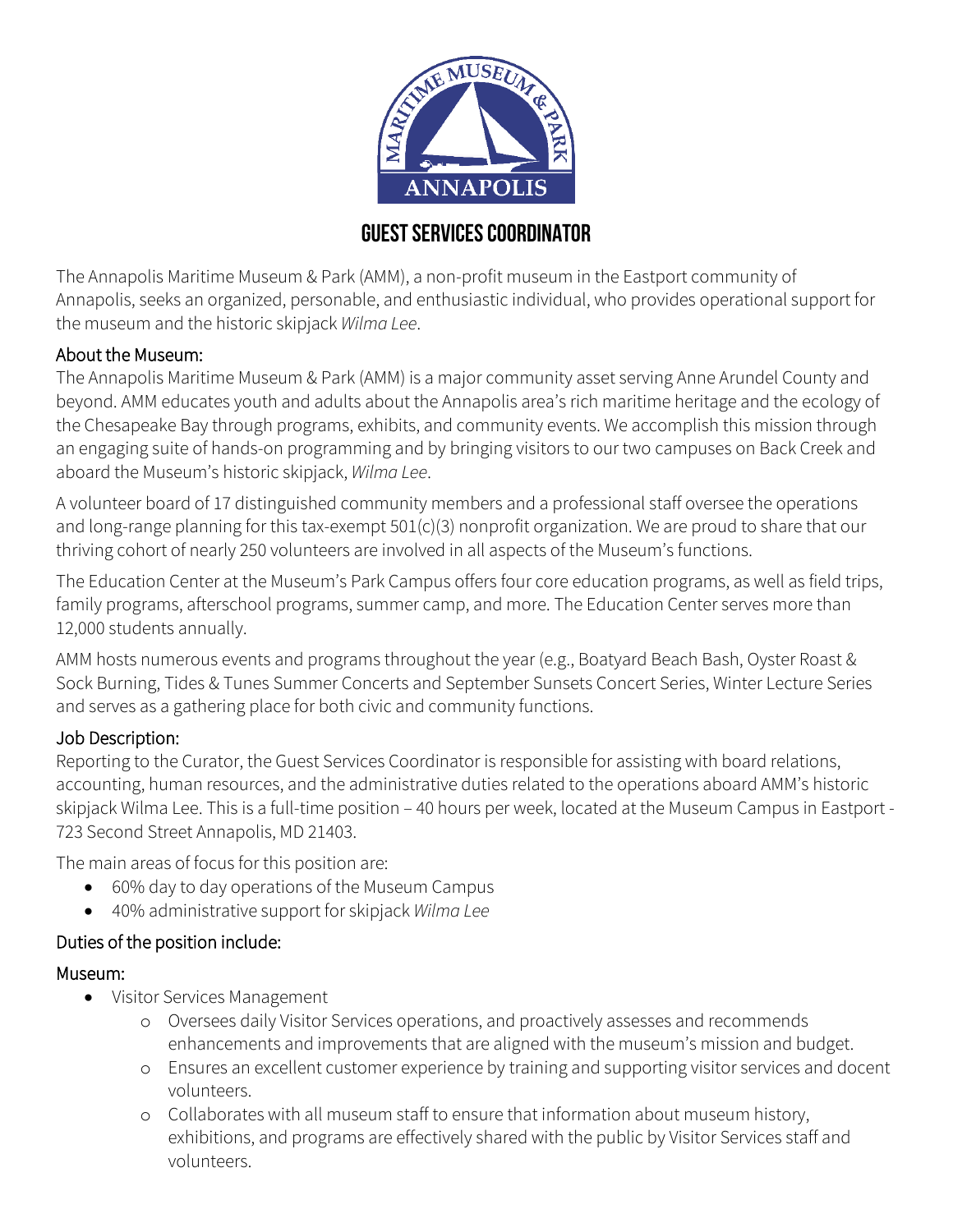# GUEST SERVICES COORDINATOR

The Annapolis Maritime Museum & Park (AMM), a non-profit museum in the Eastport community of Annapolis, seeks an organized, personable, and enthusiastic individual, who provides operational support for the museum and the historic skipjack *Wilma Lee*.

## About the Museum:

The Annapolis Maritime Museum & Park (AMM) is a major community asset serving Anne Arundel County and beyond. AMM educates youth and adults about the Annapolis area's rich maritime heritage and the ecology of the Chesapeake Bay through programs, exhibits, and community events. We accomplish this mission through an engaging suite of hands-on programming and by bringing visitors to our two campuses on Back Creek and aboard the Museum's historic skipjack, *Wilma Lee*.

A volunteer board of 17 distinguished community members and a professional staff oversee the operations and long-range planning for this tax-exempt 501(c)(3) nonprofit organization. We are proud to share that our thriving cohort of nearly 250 volunteers are involved in all aspects of the Museum's functions.

The Education Center at the Museum's Park Campus offers four core education programs, as well as field trips, family programs, afterschool programs, summer camp, and more. The Education Center serves more than 12,000 students annually.

AMM hosts numerous events and programs throughout the year (e.g., Boatyard Beach Bash, Oyster Roast & Sock Burning, Tides & Tunes Summer Concerts and September Sunsets Concert Series, Winter Lecture Series and serves as a gathering place for both civic and community functions.

## Job Description:

Reporting to the Curator, the Guest Services Coordinator is responsible for assisting with board relations, accounting, human resources, and the administrative duties related to the operations aboard AMM's historic skipjack Wilma Lee. This is a full-time position – 40 hours per week, located at the Museum Campus in Eastport - 723 Second Street Annapolis, MD 21403.

The main areas of focus for this position are:

- 60% day to day operations of the Museum Campus
- 40% administrative support for skipjack *Wilma Lee*

## Duties of the position include:

### Museum:

- Visitor Services Management
  - Oversees daily Visitor Services operations, and proactively assesses and recommends enhancements and improvements that are aligned with the museum's mission and budget.
  - Ensures an excellent customer experience by training and supporting visitor services and docent volunteers.
  - Collaborates with all museum staff to ensure that information about museum history, exhibitions, and programs are effectively shared with the public by Visitor Services staff and volunteers.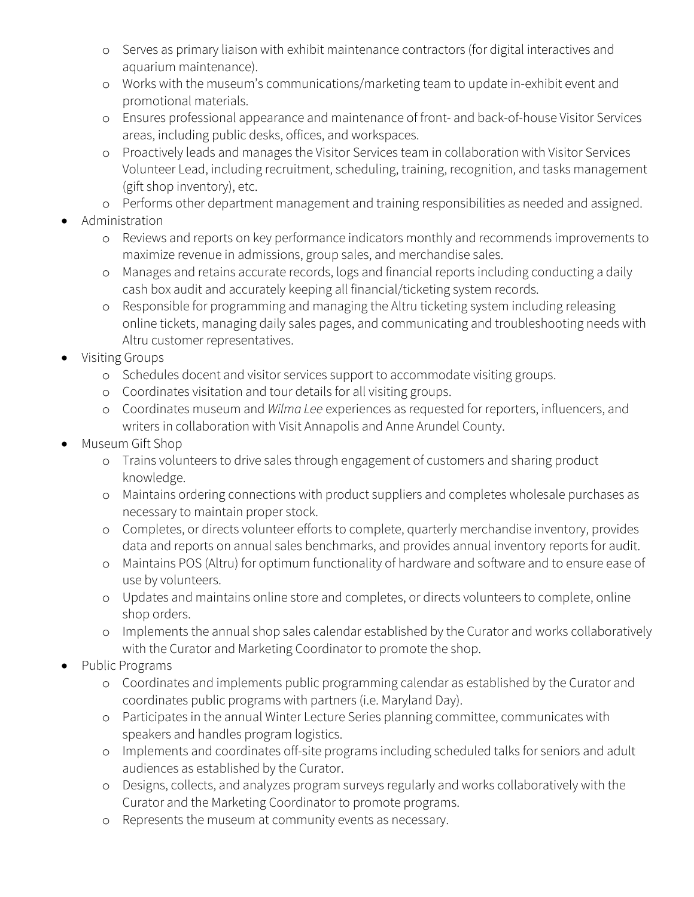- Serves as primary liaison with exhibit maintenance contractors (for digital interactives and aquarium maintenance).
  - Works with the museum's communications/marketing team to update in-exhibit event and promotional materials.
  - Ensures professional appearance and maintenance of front- and back-of-house Visitor Services areas, including public desks, offices, and workspaces.
  - Proactively leads and manages the Visitor Services team in collaboration with Visitor Services Volunteer Lead, including recruitment, scheduling, training, recognition, and tasks management (gift shop inventory), etc.
  - Performs other department management and training responsibilities as needed and assigned.
- Administration
  - Reviews and reports on key performance indicators monthly and recommends improvements to maximize revenue in admissions, group sales, and merchandise sales.
  - Manages and retains accurate records, logs and financial reports including conducting a daily cash box audit and accurately keeping all financial/ticketing system records.
  - Responsible for programming and managing the Altru ticketing system including releasing online tickets, managing daily sales pages, and communicating and troubleshooting needs with Altru customer representatives.
- Visiting Groups
  - Schedules docent and visitor services support to accommodate visiting groups.
  - Coordinates visitation and tour details for all visiting groups.
  - Coordinates museum and *Wilma Lee* experiences as requested for reporters, influencers, and writers in collaboration with Visit Annapolis and Anne Arundel County.
- Museum Gift Shop
  - Trains volunteers to drive sales through engagement of customers and sharing product knowledge.
  - Maintains ordering connections with product suppliers and completes wholesale purchases as necessary to maintain proper stock.
  - Completes, or directs volunteer efforts to complete, quarterly merchandise inventory, provides data and reports on annual sales benchmarks, and provides annual inventory reports for audit.
  - Maintains POS (Altru) for optimum functionality of hardware and software and to ensure ease of use by volunteers.
  - Updates and maintains online store and completes, or directs volunteers to complete, online shop orders.
  - Implements the annual shop sales calendar established by the Curator and works collaboratively with the Curator and Marketing Coordinator to promote the shop.
- Public Programs
  - Coordinates and implements public programming calendar as established by the Curator and coordinates public programs with partners (i.e. Maryland Day).
  - Participates in the annual Winter Lecture Series planning committee, communicates with speakers and handles program logistics.
  - Implements and coordinates off-site programs including scheduled talks for seniors and adult audiences as established by the Curator.
  - Designs, collects, and analyzes program surveys regularly and works collaboratively with the Curator and the Marketing Coordinator to promote programs.
  - Represents the museum at community events as necessary.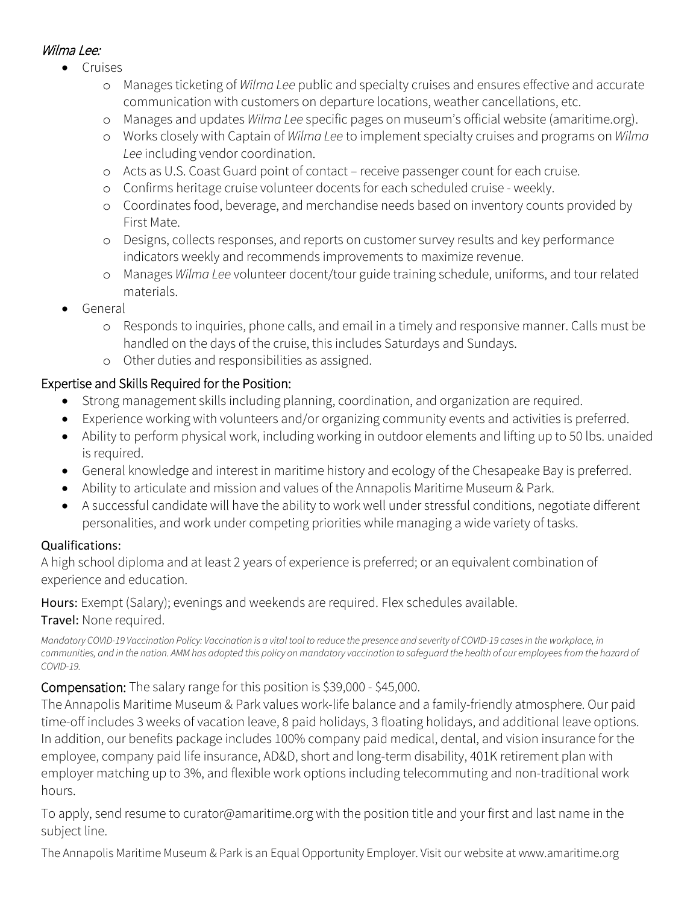*Wilma Lee:*

- Cruises
  - Manages ticketing of *Wilma Lee* public and specialty cruises and ensures effective and accurate communication with customers on departure locations, weather cancellations, etc.
  - Manages and updates *Wilma Lee* specific pages on museum's official website (amaritime.org).
  - Works closely with Captain of *Wilma Lee* to implement specialty cruises and programs on *Wilma Lee* including vendor coordination.
  - Acts as U.S. Coast Guard point of contact – receive passenger count for each cruise.
  - Confirms heritage cruise volunteer docents for each scheduled cruise - weekly.
  - Coordinates food, beverage, and merchandise needs based on inventory counts provided by First Mate.
  - Designs, collects responses, and reports on customer survey results and key performance indicators weekly and recommends improvements to maximize revenue.
  - Manages *Wilma Lee* volunteer docent/tour guide training schedule, uniforms, and tour related materials.
- General
  - Responds to inquiries, phone calls, and email in a timely and responsive manner. Calls must be handled on the days of the cruise, this includes Saturdays and Sundays.
  - Other duties and responsibilities as assigned.

## Expertise and Skills Required for the Position:

- Strong management skills including planning, coordination, and organization are required.
- Experience working with volunteers and/or organizing community events and activities is preferred.
- Ability to perform physical work, including working in outdoor elements and lifting up to 50 lbs. unaided is required.
- General knowledge and interest in maritime history and ecology of the Chesapeake Bay is preferred.
- Ability to articulate and mission and values of the Annapolis Maritime Museum & Park.
- A successful candidate will have the ability to work well under stressful conditions, negotiate different personalities, and work under competing priorities while managing a wide variety of tasks.

## Qualifications:

A high school diploma and at least 2 years of experience is preferred; or an equivalent combination of experience and education.

**Hours:** Exempt (Salary); evenings and weekends are required. Flex schedules available.
**Travel:** None required.

*Mandatory COVID-19 Vaccination Policy: Vaccination is a vital tool to reduce the presence and severity of COVID-19 cases in the workplace, in communities, and in the nation. AMM has adopted this policy on mandatory vaccination to safeguard the health of our employees from the hazard of COVID-19.*

**Compensation:** The salary range for this position is $39,000 - $45,000.

The Annapolis Maritime Museum & Park values work-life balance and a family-friendly atmosphere. Our paid time-off includes 3 weeks of vacation leave, 8 paid holidays, 3 floating holidays, and additional leave options. In addition, our benefits package includes 100% company paid medical, dental, and vision insurance for the employee, company paid life insurance, AD&D, short and long-term disability, 401K retirement plan with employer matching up to 3%, and flexible work options including telecommuting and non-traditional work hours.

To apply, send resume to curator@amaritime.org with the position title and your first and last name in the subject line.

The Annapolis Maritime Museum & Park is an Equal Opportunity Employer. Visit our website at www.amaritime.org